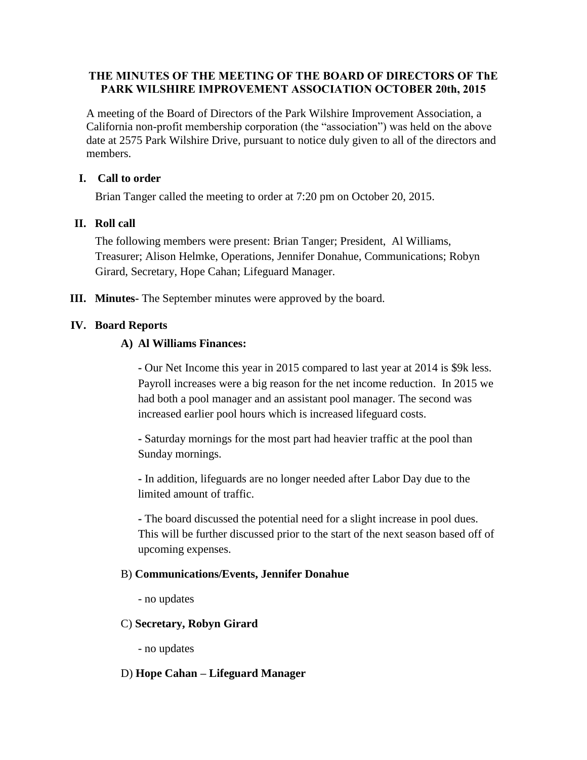## THE MINUTES OF THE MEETING OF THE BOARD OF DIRECTORS OF ThE PARK WILSHIRE IMPROVEMENT ASSOCIATION OCTOBER 20th, 2015

A meeting of the Board of Directors of the Park Wilshire Improvement Association, a California non-profit membership corporation (the "association") was held on the above date at 2575 Park Wilshire Drive, pursuant to notice duly given to all of the directors and members.

### I. Call to order

Brian Tanger called the meeting to order at 7:20 pm on October 20, 2015.

### II. Roll call

The following members were present: Brian Tanger; President, Al Williams, Treasurer; Alison Helmke, Operations, Jennifer Donahue, Communications; Robyn Girard, Secretary, Hope Cahan; Lifeguard Manager.

### III. Minutes- The September minutes were approved by the board.

### IV. Board Reports

#### A) Al Williams Finances:

- Our Net Income this year in 2015 compared to last year at 2014 is $9k less. Payroll increases were a big reason for the net income reduction. In 2015 we had both a pool manager and an assistant pool manager. The second was increased earlier pool hours which is increased lifeguard costs.

- Saturday mornings for the most part had heavier traffic at the pool than Sunday mornings.

- In addition, lifeguards are no longer needed after Labor Day due to the limited amount of traffic.

- The board discussed the potential need for a slight increase in pool dues. This will be further discussed prior to the start of the next season based off of upcoming expenses.

#### B) **Communications/Events, Jennifer Donahue**

- no updates

#### C) **Secretary, Robyn Girard**

- no updates

#### D) **Hope Cahan – Lifeguard Manager**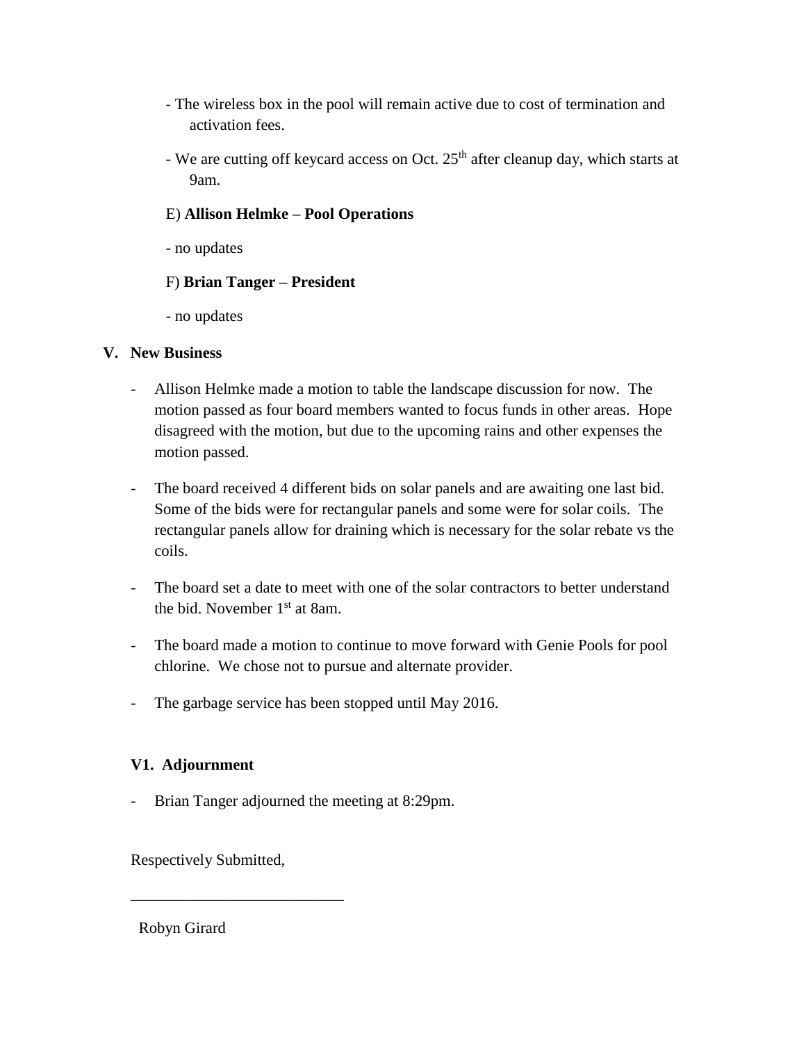- The wireless box in the pool will remain active due to cost of termination and activation fees.

- We are cutting off keycard access on Oct. 25th after cleanup day, which starts at 9am.

E) **Allison Helmke – Pool Operations**

- no updates

F) **Brian Tanger – President**

- no updates

## V. New Business

- Allison Helmke made a motion to table the landscape discussion for now. The motion passed as four board members wanted to focus funds in other areas. Hope disagreed with the motion, but due to the upcoming rains and other expenses the motion passed.
- The board received 4 different bids on solar panels and are awaiting one last bid. Some of the bids were for rectangular panels and some were for solar coils. The rectangular panels allow for draining which is necessary for the solar rebate vs the coils.
- The board set a date to meet with one of the solar contractors to better understand the bid. November 1st at 8am.
- The board made a motion to continue to move forward with Genie Pools for pool chlorine. We chose not to pursue and alternate provider.
- The garbage service has been stopped until May 2016.

## V1. Adjournment

- Brian Tanger adjourned the meeting at 8:29pm.

Respectively Submitted,

___________________________

Robyn Girard